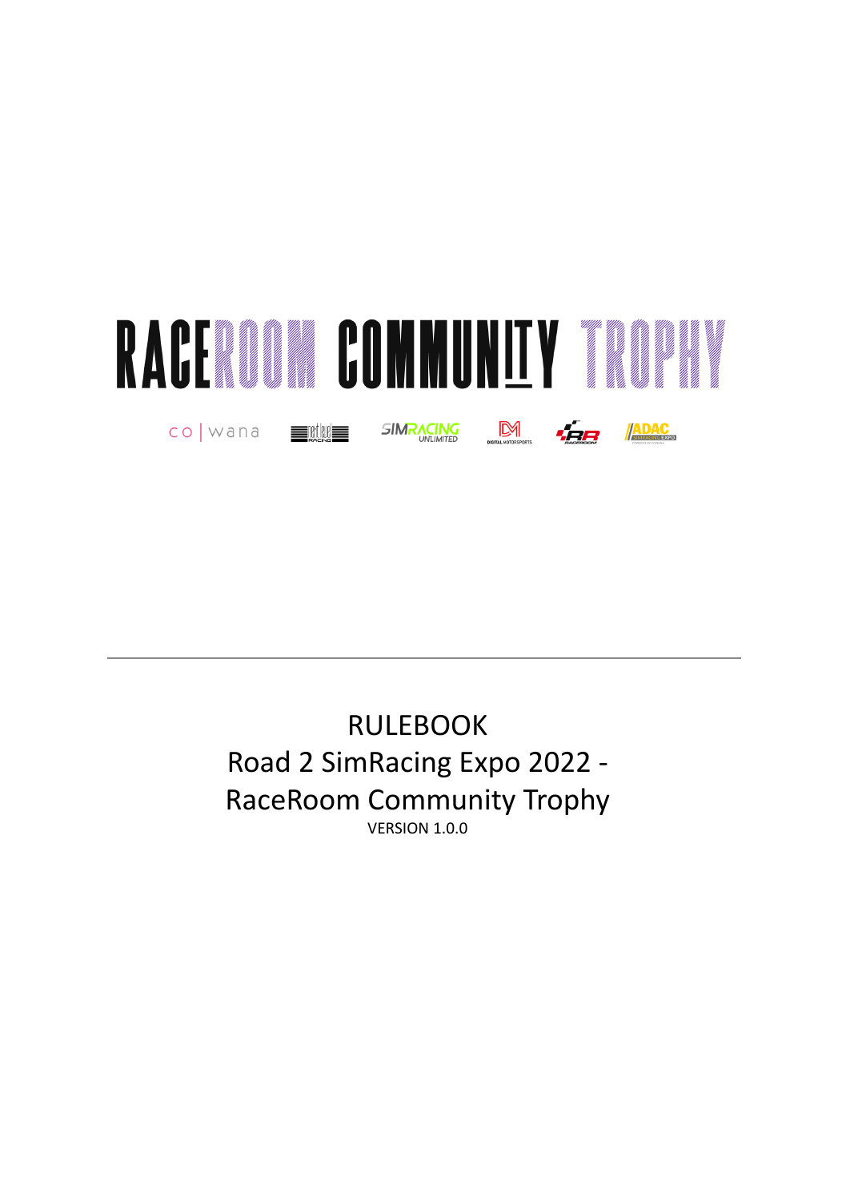# RACEROOM COMMUNITY TROPHY

co | wana

---

RULEBOOK

Road 2 SimRacing Expo 2022 -

RaceRoom Community Trophy

VERSION 1.0.0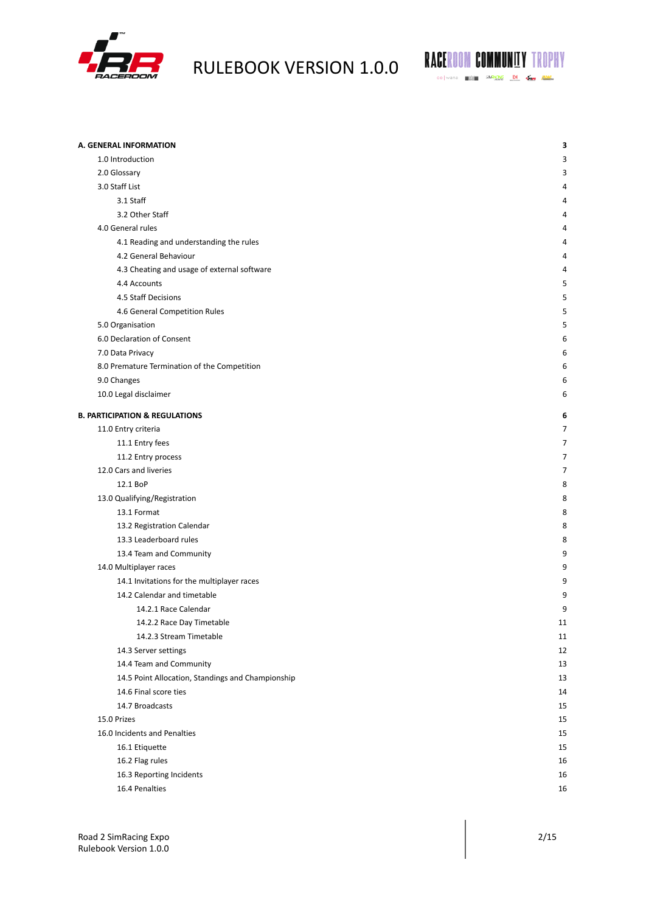RULEBOOK VERSION 1.0.0

| | |
|---|---|
| **A. GENERAL INFORMATION** | **3** |
| 1.0 Introduction | 3 |
| 2.0 Glossary | 3 |
| 3.0 Staff List | 4 |
| 3.1 Staff | 4 |
| 3.2 Other Staff | 4 |
| 4.0 General rules | 4 |
| 4.1 Reading and understanding the rules | 4 |
| 4.2 General Behaviour | 4 |
| 4.3 Cheating and usage of external software | 4 |
| 4.4 Accounts | 5 |
| 4.5 Staff Decisions | 5 |
| 4.6 General Competition Rules | 5 |
| 5.0 Organisation | 5 |
| 6.0 Declaration of Consent | 6 |
| 7.0 Data Privacy | 6 |
| 8.0 Premature Termination of the Competition | 6 |
| 9.0 Changes | 6 |
| 10.0 Legal disclaimer | 6 |
| **B. PARTICIPATION & REGULATIONS** | **6** |
| 11.0 Entry criteria | 7 |
| 11.1 Entry fees | 7 |
| 11.2 Entry process | 7 |
| 12.0 Cars and liveries | 7 |
| 12.1 BoP | 8 |
| 13.0 Qualifying/Registration | 8 |
| 13.1 Format | 8 |
| 13.2 Registration Calendar | 8 |
| 13.3 Leaderboard rules | 8 |
| 13.4 Team and Community | 9 |
| 14.0 Multiplayer races | 9 |
| 14.1 Invitations for the multiplayer races | 9 |
| 14.2 Calendar and timetable | 9 |
| 14.2.1 Race Calendar | 9 |
| 14.2.2 Race Day Timetable | 11 |
| 14.2.3 Stream Timetable | 11 |
| 14.3 Server settings | 12 |
| 14.4 Team and Community | 13 |
| 14.5 Point Allocation, Standings and Championship | 13 |
| 14.6 Final score ties | 14 |
| 14.7 Broadcasts | 15 |
| 15.0 Prizes | 15 |
| 16.0 Incidents and Penalties | 15 |
| 16.1 Etiquette | 15 |
| 16.2 Flag rules | 16 |
| 16.3 Reporting Incidents | 16 |
| 16.4 Penalties | 16 |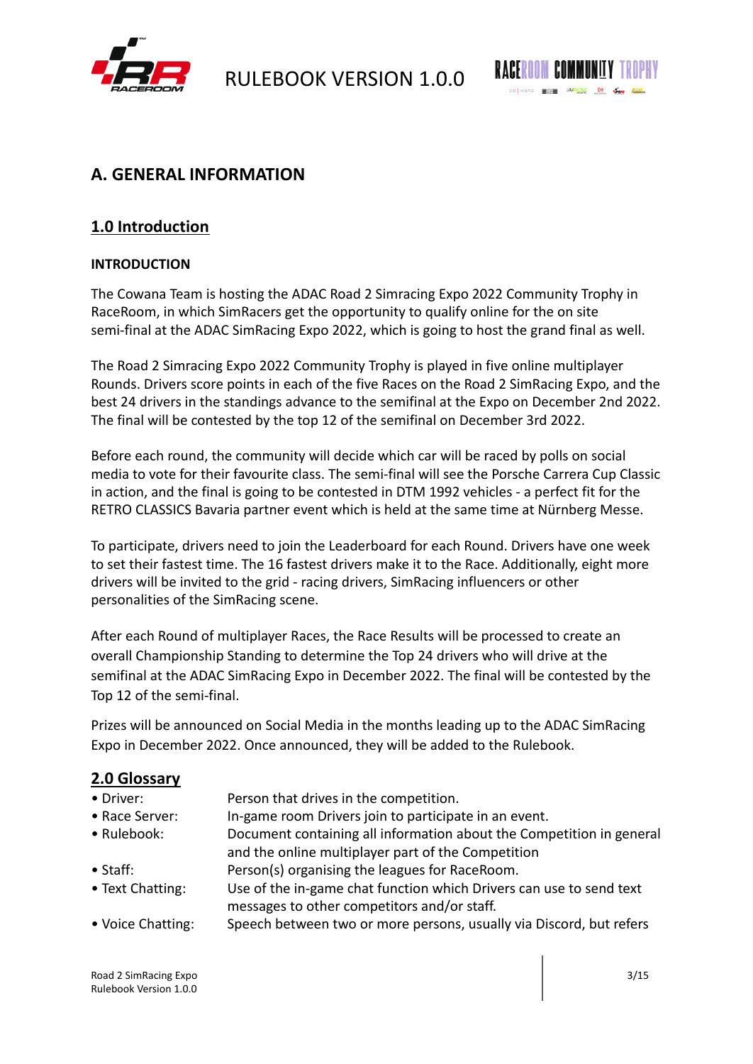# A. GENERAL INFORMATION

## 1.0 Introduction

### INTRODUCTION

The Cowana Team is hosting the ADAC Road 2 Simracing Expo 2022 Community Trophy in RaceRoom, in which SimRacers get the opportunity to qualify online for the on site semi-final at the ADAC SimRacing Expo 2022, which is going to host the grand final as well.

The Road 2 Simracing Expo 2022 Community Trophy is played in five online multiplayer Rounds. Drivers score points in each of the five Races on the Road 2 SimRacing Expo, and the best 24 drivers in the standings advance to the semifinal at the Expo on December 2nd 2022. The final will be contested by the top 12 of the semifinal on December 3rd 2022.

Before each round, the community will decide which car will be raced by polls on social media to vote for their favourite class. The semi-final will see the Porsche Carrera Cup Classic in action, and the final is going to be contested in DTM 1992 vehicles - a perfect fit for the RETRO CLASSICS Bavaria partner event which is held at the same time at Nürnberg Messe.

To participate, drivers need to join the Leaderboard for each Round. Drivers have one week to set their fastest time. The 16 fastest drivers make it to the Race. Additionally, eight more drivers will be invited to the grid - racing drivers, SimRacing influencers or other personalities of the SimRacing scene.

After each Round of multiplayer Races, the Race Results will be processed to create an overall Championship Standing to determine the Top 24 drivers who will drive at the semifinal at the ADAC SimRacing Expo in December 2022. The final will be contested by the Top 12 of the semi-final.

Prizes will be announced on Social Media in the months leading up to the ADAC SimRacing Expo in December 2022. Once announced, they will be added to the Rulebook.

## 2.0 Glossary

- Driver: Person that drives in the competition.
- Race Server: In-game room Drivers join to participate in an event.
- Rulebook: Document containing all information about the Competition in general and the online multiplayer part of the Competition
- Staff: Person(s) organising the leagues for RaceRoom.
- Text Chatting: Use of the in-game chat function which Drivers can use to send text messages to other competitors and/or staff.
- Voice Chatting: Speech between two or more persons, usually via Discord, but refers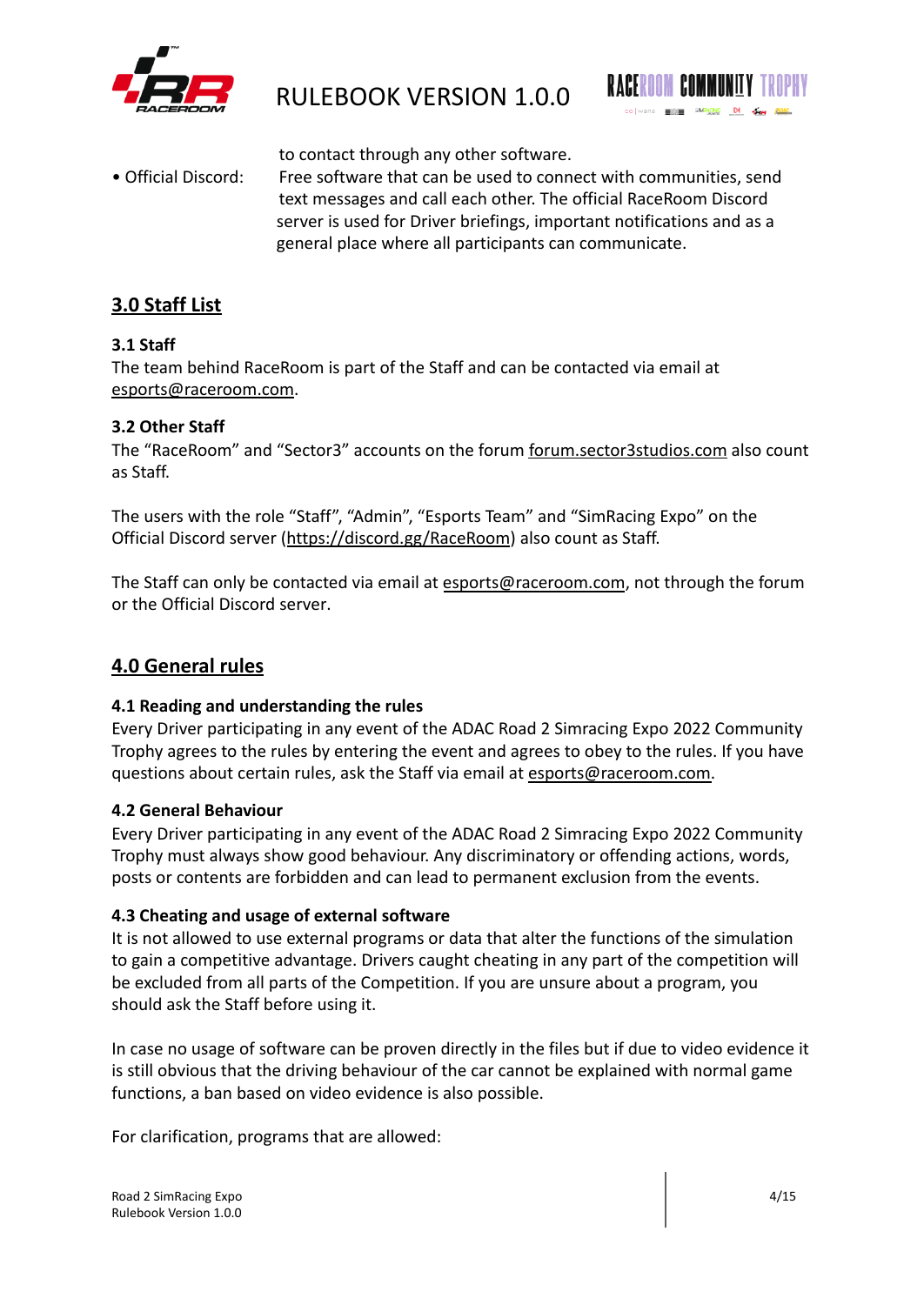to contact through any other software.

- Official Discord: Free software that can be used to connect with communities, send text messages and call each other. The official RaceRoom Discord server is used for Driver briefings, important notifications and as a general place where all participants can communicate.

## 3.0 Staff List

### 3.1 Staff

The team behind RaceRoom is part of the Staff and can be contacted via email at esports@raceroom.com.

### 3.2 Other Staff

The “RaceRoom” and “Sector3” accounts on the forum forum.sector3studios.com also count as Staff.

The users with the role “Staff”, “Admin”, “Esports Team” and “SimRacing Expo” on the Official Discord server (https://discord.gg/RaceRoom) also count as Staff.

The Staff can only be contacted via email at esports@raceroom.com, not through the forum or the Official Discord server.

## 4.0 General rules

### 4.1 Reading and understanding the rules

Every Driver participating in any event of the ADAC Road 2 Simracing Expo 2022 Community Trophy agrees to the rules by entering the event and agrees to obey to the rules. If you have questions about certain rules, ask the Staff via email at esports@raceroom.com.

### 4.2 General Behaviour

Every Driver participating in any event of the ADAC Road 2 Simracing Expo 2022 Community Trophy must always show good behaviour. Any discriminatory or offending actions, words, posts or contents are forbidden and can lead to permanent exclusion from the events.

### 4.3 Cheating and usage of external software

It is not allowed to use external programs or data that alter the functions of the simulation to gain a competitive advantage. Drivers caught cheating in any part of the competition will be excluded from all parts of the Competition. If you are unsure about a program, you should ask the Staff before using it.

In case no usage of software can be proven directly in the files but if due to video evidence it is still obvious that the driving behaviour of the car cannot be explained with normal game functions, a ban based on video evidence is also possible.

For clarification, programs that are allowed: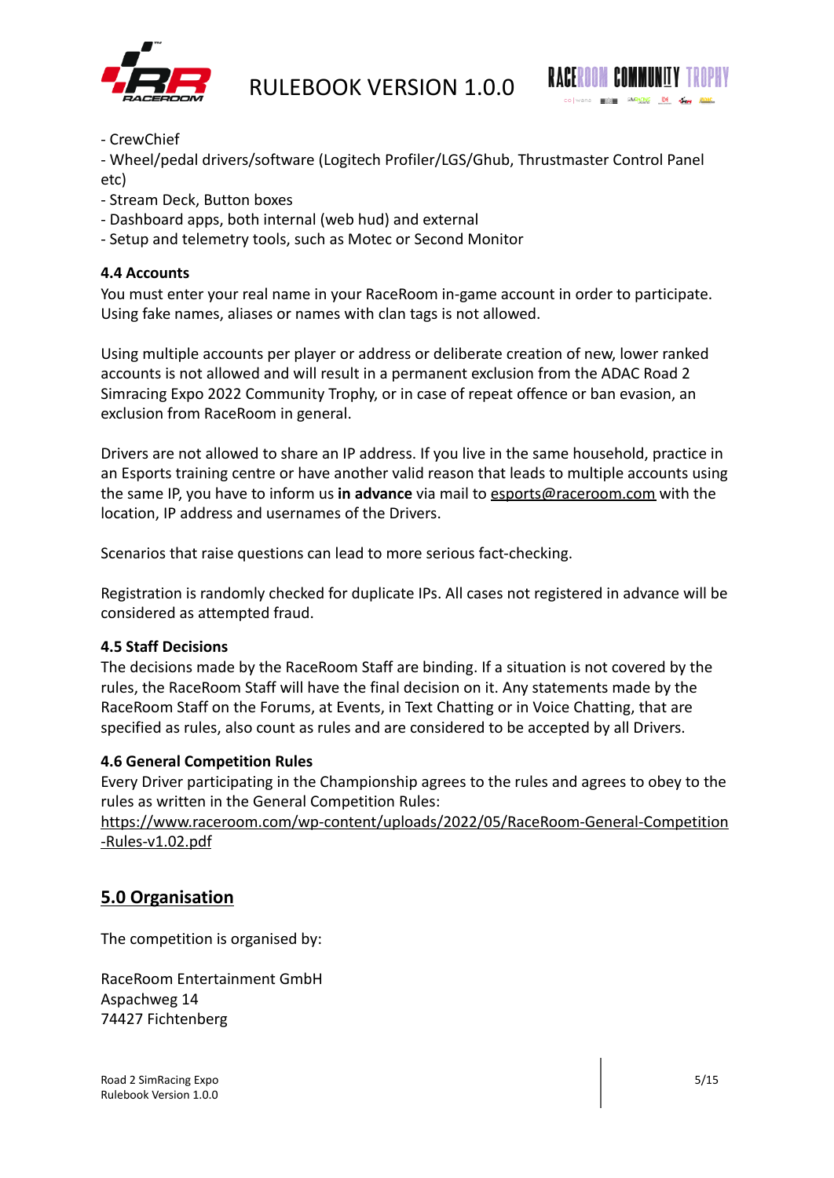- CrewChief
- Wheel/pedal drivers/software (Logitech Profiler/LGS/Ghub, Thrustmaster Control Panel etc)
- Stream Deck, Button boxes
- Dashboard apps, both internal (web hud) and external
- Setup and telemetry tools, such as Motec or Second Monitor

### 4.4 Accounts

You must enter your real name in your RaceRoom in-game account in order to participate. Using fake names, aliases or names with clan tags is not allowed.

Using multiple accounts per player or address or deliberate creation of new, lower ranked accounts is not allowed and will result in a permanent exclusion from the ADAC Road 2 Simracing Expo 2022 Community Trophy, or in case of repeat offence or ban evasion, an exclusion from RaceRoom in general.

Drivers are not allowed to share an IP address. If you live in the same household, practice in an Esports training centre or have another valid reason that leads to multiple accounts using the same IP, you have to inform us **in advance** via mail to esports@raceroom.com with the location, IP address and usernames of the Drivers.

Scenarios that raise questions can lead to more serious fact-checking.

Registration is randomly checked for duplicate IPs. All cases not registered in advance will be considered as attempted fraud.

### 4.5 Staff Decisions

The decisions made by the RaceRoom Staff are binding. If a situation is not covered by the rules, the RaceRoom Staff will have the final decision on it. Any statements made by the RaceRoom Staff on the Forums, at Events, in Text Chatting or in Voice Chatting, that are specified as rules, also count as rules and are considered to be accepted by all Drivers.

### 4.6 General Competition Rules

Every Driver participating in the Championship agrees to the rules and agrees to obey to the rules as written in the General Competition Rules:
https://www.raceroom.com/wp-content/uploads/2022/05/RaceRoom-General-Competition-Rules-v1.02.pdf

## 5.0 Organisation

The competition is organised by:

RaceRoom Entertainment GmbH
Aspachweg 14
74427 Fichtenberg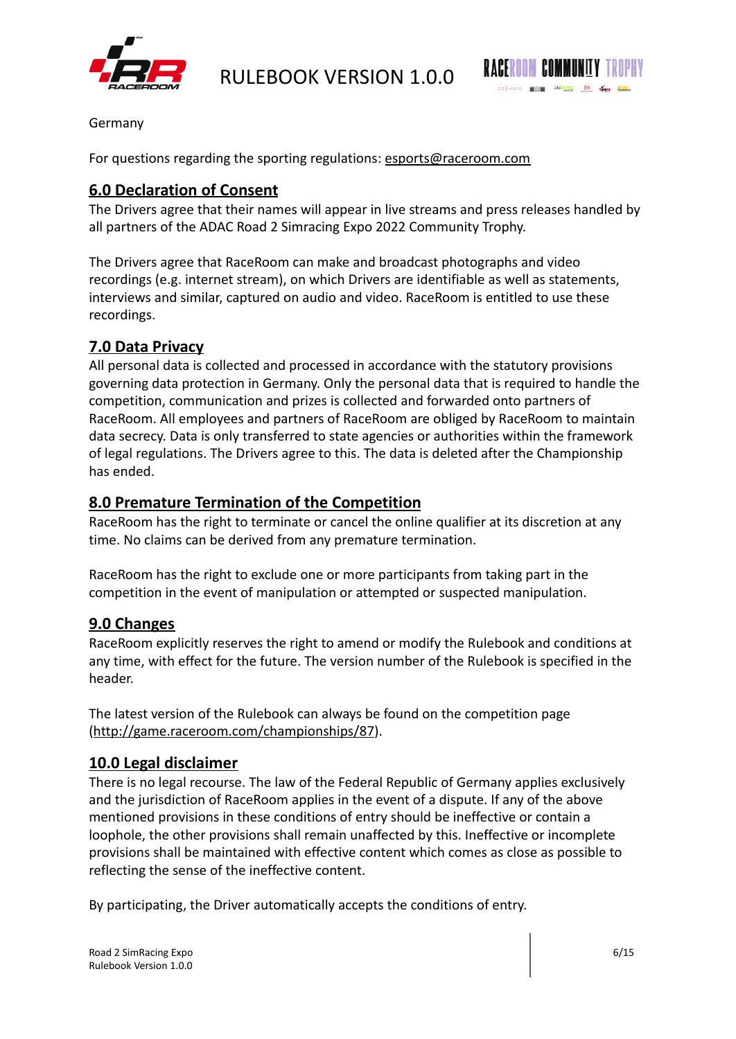Germany

For questions regarding the sporting regulations: esports@raceroom.com

## 6.0 Declaration of Consent

The Drivers agree that their names will appear in live streams and press releases handled by all partners of the ADAC Road 2 Simracing Expo 2022 Community Trophy.

The Drivers agree that RaceRoom can make and broadcast photographs and video recordings (e.g. internet stream), on which Drivers are identifiable as well as statements, interviews and similar, captured on audio and video. RaceRoom is entitled to use these recordings.

## 7.0 Data Privacy

All personal data is collected and processed in accordance with the statutory provisions governing data protection in Germany. Only the personal data that is required to handle the competition, communication and prizes is collected and forwarded onto partners of RaceRoom. All employees and partners of RaceRoom are obliged by RaceRoom to maintain data secrecy. Data is only transferred to state agencies or authorities within the framework of legal regulations. The Drivers agree to this. The data is deleted after the Championship has ended.

## 8.0 Premature Termination of the Competition

RaceRoom has the right to terminate or cancel the online qualifier at its discretion at any time. No claims can be derived from any premature termination.

RaceRoom has the right to exclude one or more participants from taking part in the competition in the event of manipulation or attempted or suspected manipulation.

## 9.0 Changes

RaceRoom explicitly reserves the right to amend or modify the Rulebook and conditions at any time, with effect for the future. The version number of the Rulebook is specified in the header.

The latest version of the Rulebook can always be found on the competition page (http://game.raceroom.com/championships/87).

## 10.0 Legal disclaimer

There is no legal recourse. The law of the Federal Republic of Germany applies exclusively and the jurisdiction of RaceRoom applies in the event of a dispute. If any of the above mentioned provisions in these conditions of entry should be ineffective or contain a loophole, the other provisions shall remain unaffected by this. Ineffective or incomplete provisions shall be maintained with effective content which comes as close as possible to reflecting the sense of the ineffective content.

By participating, the Driver automatically accepts the conditions of entry.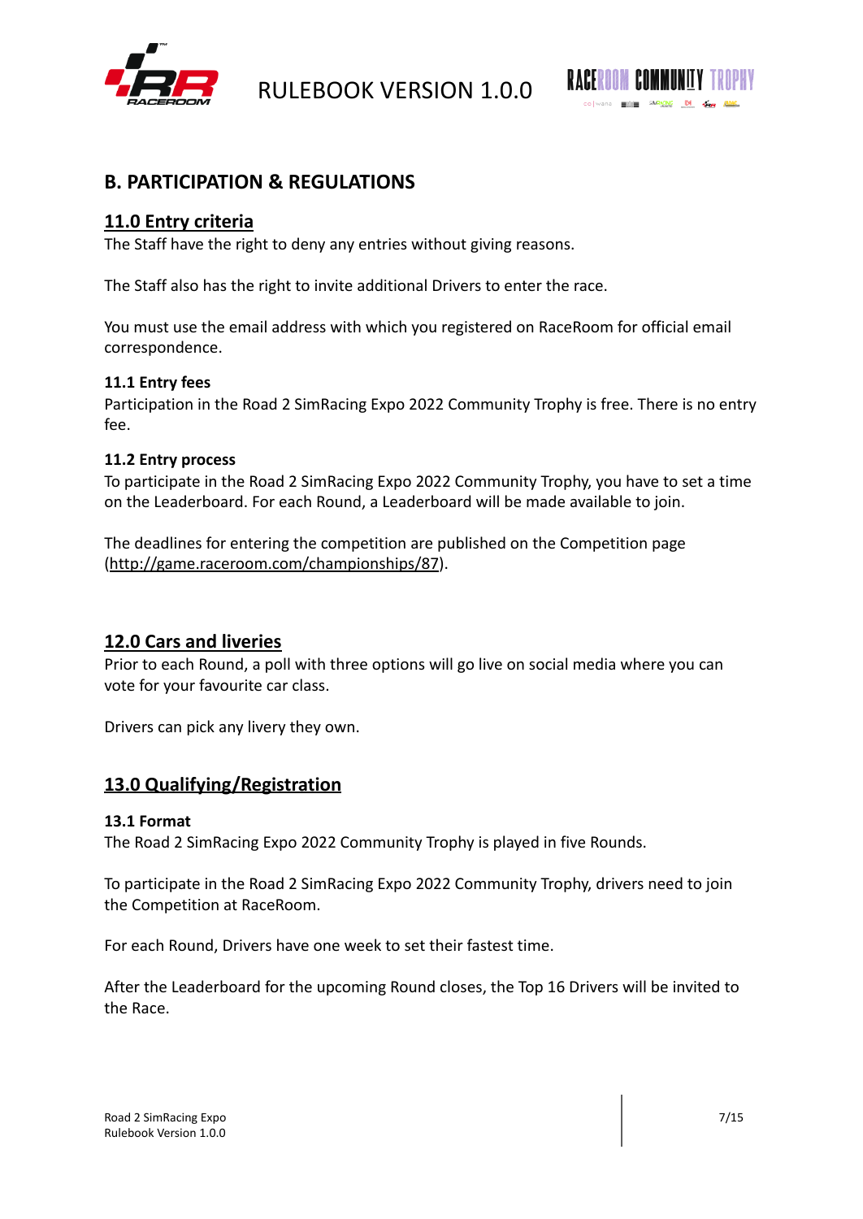## B. PARTICIPATION & REGULATIONS

### 11.0 Entry criteria

The Staff have the right to deny any entries without giving reasons.

The Staff also has the right to invite additional Drivers to enter the race.

You must use the email address with which you registered on RaceRoom for official email correspondence.

#### 11.1 Entry fees

Participation in the Road 2 SimRacing Expo 2022 Community Trophy is free. There is no entry fee.

#### 11.2 Entry process

To participate in the Road 2 SimRacing Expo 2022 Community Trophy, you have to set a time on the Leaderboard. For each Round, a Leaderboard will be made available to join.

The deadlines for entering the competition are published on the Competition page (http://game.raceroom.com/championships/87).

### 12.0 Cars and liveries

Prior to each Round, a poll with three options will go live on social media where you can vote for your favourite car class.

Drivers can pick any livery they own.

### 13.0 Qualifying/Registration

#### 13.1 Format

The Road 2 SimRacing Expo 2022 Community Trophy is played in five Rounds.

To participate in the Road 2 SimRacing Expo 2022 Community Trophy, drivers need to join the Competition at RaceRoom.

For each Round, Drivers have one week to set their fastest time.

After the Leaderboard for the upcoming Round closes, the Top 16 Drivers will be invited to the Race.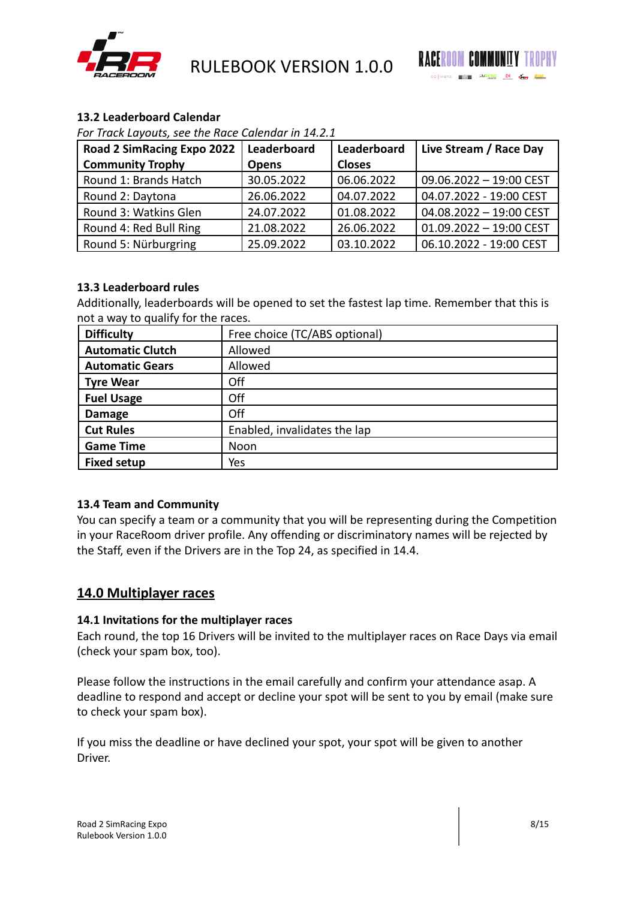### 13.2 Leaderboard Calendar

*For Track Layouts, see the Race Calendar in 14.2.1*

| Road 2 SimRacing Expo 2022 Community Trophy | Leaderboard Opens | Leaderboard Closes | Live Stream / Race Day |
|---|---|---|---|
| Round 1: Brands Hatch | 30.05.2022 | 06.06.2022 | 09.06.2022 – 19:00 CEST |
| Round 2: Daytona | 26.06.2022 | 04.07.2022 | 04.07.2022 - 19:00 CEST |
| Round 3: Watkins Glen | 24.07.2022 | 01.08.2022 | 04.08.2022 – 19:00 CEST |
| Round 4: Red Bull Ring | 21.08.2022 | 26.06.2022 | 01.09.2022 – 19:00 CEST |
| Round 5: Nürburgring | 25.09.2022 | 03.10.2022 | 06.10.2022 - 19:00 CEST |

### 13.3 Leaderboard rules

Additionally, leaderboards will be opened to set the fastest lap time. Remember that this is not a way to qualify for the races.

| | |
|---|---|
| **Difficulty** | Free choice (TC/ABS optional) |
| **Automatic Clutch** | Allowed |
| **Automatic Gears** | Allowed |
| **Tyre Wear** | Off |
| **Fuel Usage** | Off |
| **Damage** | Off |
| **Cut Rules** | Enabled, invalidates the lap |
| **Game Time** | Noon |
| **Fixed setup** | Yes |

### 13.4 Team and Community

You can specify a team or a community that you will be representing during the Competition in your RaceRoom driver profile. Any offending or discriminatory names will be rejected by the Staff, even if the Drivers are in the Top 24, as specified in 14.4.

## 14.0 Multiplayer races

### 14.1 Invitations for the multiplayer races

Each round, the top 16 Drivers will be invited to the multiplayer races on Race Days via email (check your spam box, too).

Please follow the instructions in the email carefully and confirm your attendance asap. A deadline to respond and accept or decline your spot will be sent to you by email (make sure to check your spam box).

If you miss the deadline or have declined your spot, your spot will be given to another Driver.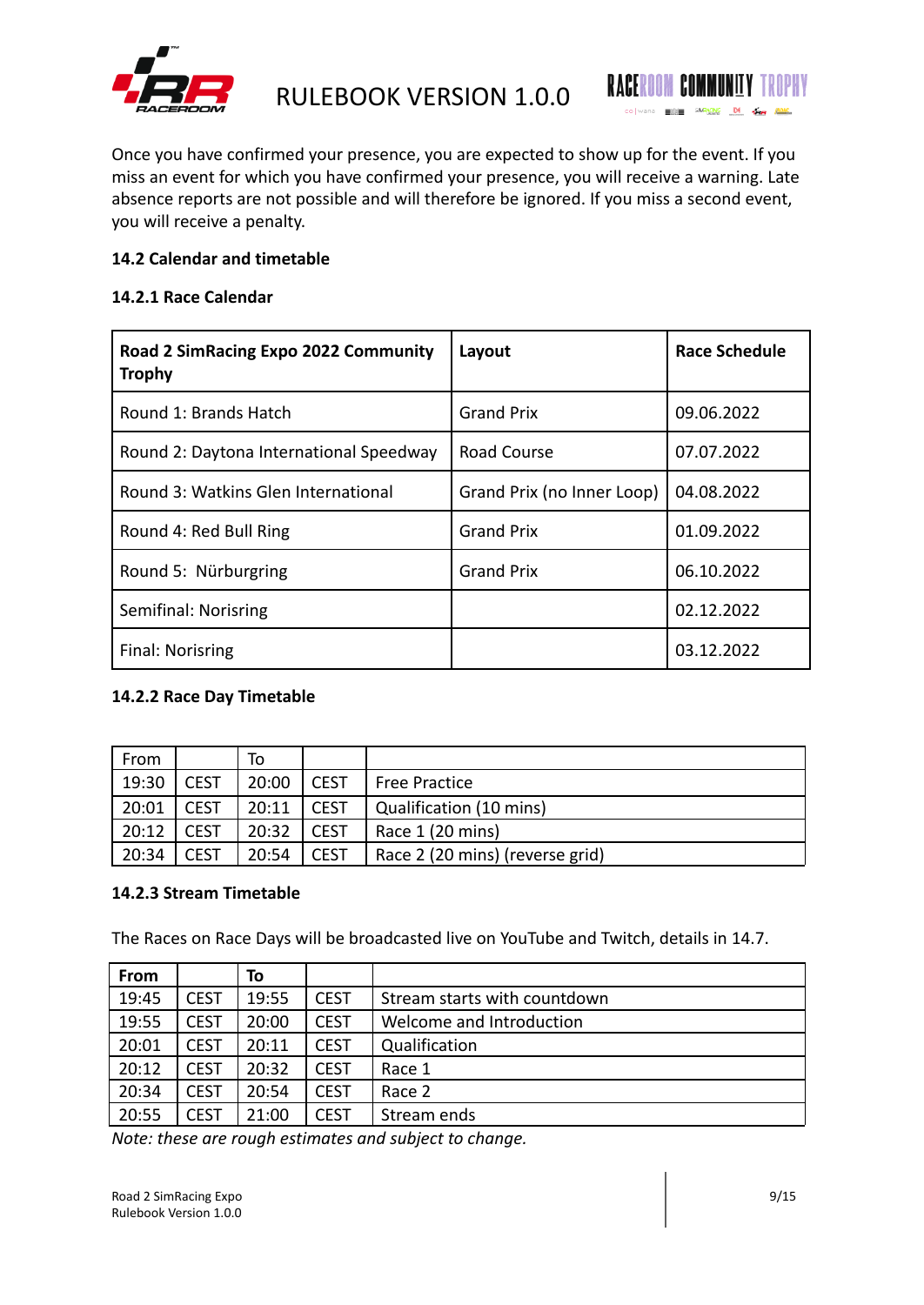Once you have confirmed your presence, you are expected to show up for the event. If you miss an event for which you have confirmed your presence, you will receive a warning. Late absence reports are not possible and will therefore be ignored. If you miss a second event, you will receive a penalty.

### 14.2 Calendar and timetable

#### 14.2.1 Race Calendar

| Road 2 SimRacing Expo 2022 Community Trophy | Layout | Race Schedule |
|---|---|---|
| Round 1: Brands Hatch | Grand Prix | 09.06.2022 |
| Round 2: Daytona International Speedway | Road Course | 07.07.2022 |
| Round 3: Watkins Glen International | Grand Prix (no Inner Loop) | 04.08.2022 |
| Round 4: Red Bull Ring | Grand Prix | 01.09.2022 |
| Round 5: Nürburgring | Grand Prix | 06.10.2022 |
| Semifinal: Norisring | | 02.12.2022 |
| Final: Norisring | | 03.12.2022 |

#### 14.2.2 Race Day Timetable

| From | | To | | |
|---|---|---|---|---|
| 19:30 | CEST | 20:00 | CEST | Free Practice |
| 20:01 | CEST | 20:11 | CEST | Qualification (10 mins) |
| 20:12 | CEST | 20:32 | CEST | Race 1 (20 mins) |
| 20:34 | CEST | 20:54 | CEST | Race 2 (20 mins) (reverse grid) |

#### 14.2.3 Stream Timetable

The Races on Race Days will be broadcasted live on YouTube and Twitch, details in 14.7.

| **From** | | **To** | | |
|---|---|---|---|---|
| 19:45 | CEST | 19:55 | CEST | Stream starts with countdown |
| 19:55 | CEST | 20:00 | CEST | Welcome and Introduction |
| 20:01 | CEST | 20:11 | CEST | Qualification |
| 20:12 | CEST | 20:32 | CEST | Race 1 |
| 20:34 | CEST | 20:54 | CEST | Race 2 |
| 20:55 | CEST | 21:00 | CEST | Stream ends |

*Note: these are rough estimates and subject to change.*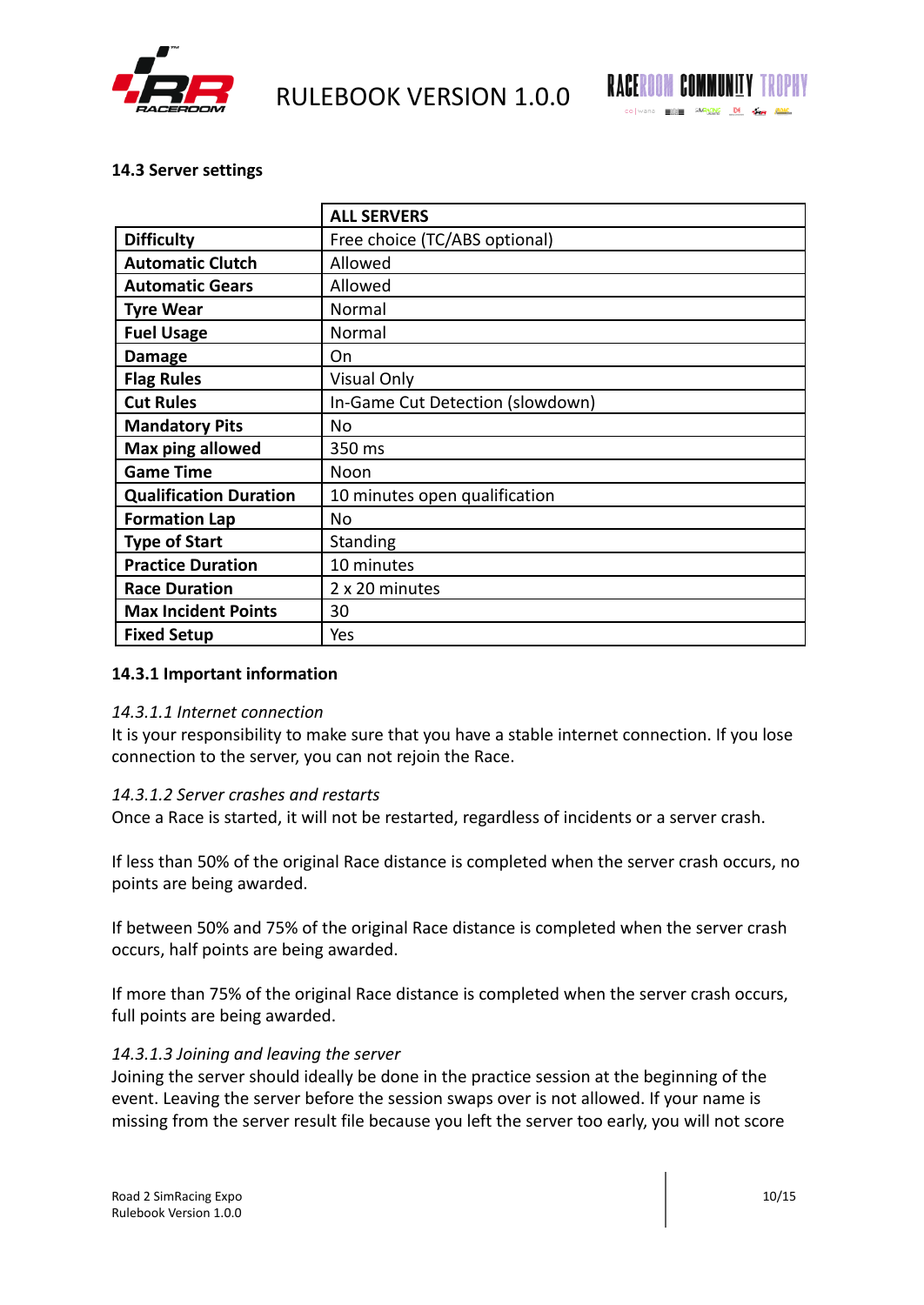### 14.3 Server settings

| | ALL SERVERS |
|---|---|
| **Difficulty** | Free choice (TC/ABS optional) |
| **Automatic Clutch** | Allowed |
| **Automatic Gears** | Allowed |
| **Tyre Wear** | Normal |
| **Fuel Usage** | Normal |
| **Damage** | On |
| **Flag Rules** | Visual Only |
| **Cut Rules** | In-Game Cut Detection (slowdown) |
| **Mandatory Pits** | No |
| **Max ping allowed** | 350 ms |
| **Game Time** | Noon |
| **Qualification Duration** | 10 minutes open qualification |
| **Formation Lap** | No |
| **Type of Start** | Standing |
| **Practice Duration** | 10 minutes |
| **Race Duration** | 2 x 20 minutes |
| **Max Incident Points** | 30 |
| **Fixed Setup** | Yes |

#### 14.3.1 Important information

*14.3.1.1 Internet connection*

It is your responsibility to make sure that you have a stable internet connection. If you lose connection to the server, you can not rejoin the Race.

*14.3.1.2 Server crashes and restarts*

Once a Race is started, it will not be restarted, regardless of incidents or a server crash.

If less than 50% of the original Race distance is completed when the server crash occurs, no points are being awarded.

If between 50% and 75% of the original Race distance is completed when the server crash occurs, half points are being awarded.

If more than 75% of the original Race distance is completed when the server crash occurs, full points are being awarded.

*14.3.1.3 Joining and leaving the server*

Joining the server should ideally be done in the practice session at the beginning of the event. Leaving the server before the session swaps over is not allowed. If your name is missing from the server result file because you left the server too early, you will not score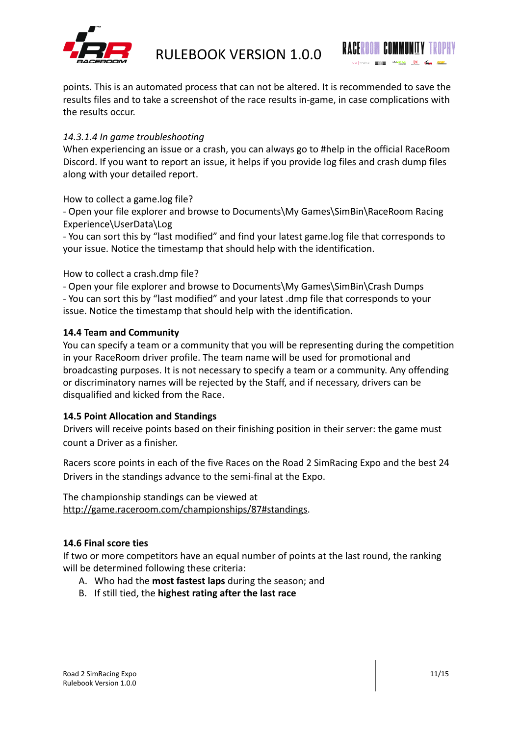points. This is an automated process that can not be altered. It is recommended to save the results files and to take a screenshot of the race results in-game, in case complications with the results occur.

*14.3.1.4 In game troubleshooting*

When experiencing an issue or a crash, you can always go to #help in the official RaceRoom Discord. If you want to report an issue, it helps if you provide log files and crash dump files along with your detailed report.

How to collect a game.log file?

- Open your file explorer and browse to Documents\My Games\SimBin\RaceRoom Racing Experience\UserData\Log
- You can sort this by "last modified" and find your latest game.log file that corresponds to your issue. Notice the timestamp that should help with the identification.

How to collect a crash.dmp file?

- Open your file explorer and browse to Documents\My Games\SimBin\Crash Dumps
- You can sort this by "last modified" and your latest .dmp file that corresponds to your issue. Notice the timestamp that should help with the identification.

### 14.4 Team and Community

You can specify a team or a community that you will be representing during the competition in your RaceRoom driver profile. The team name will be used for promotional and broadcasting purposes. It is not necessary to specify a team or a community. Any offending or discriminatory names will be rejected by the Staff, and if necessary, drivers can be disqualified and kicked from the Race.

### 14.5 Point Allocation and Standings

Drivers will receive points based on their finishing position in their server: the game must count a Driver as a finisher.

Racers score points in each of the five Races on the Road 2 SimRacing Expo and the best 24 Drivers in the standings advance to the semi-final at the Expo.

The championship standings can be viewed at http://game.raceroom.com/championships/87#standings.

### 14.6 Final score ties

If two or more competitors have an equal number of points at the last round, the ranking will be determined following these criteria:

A. Who had the **most fastest laps** during the season; and
B. If still tied, the **highest rating after the last race**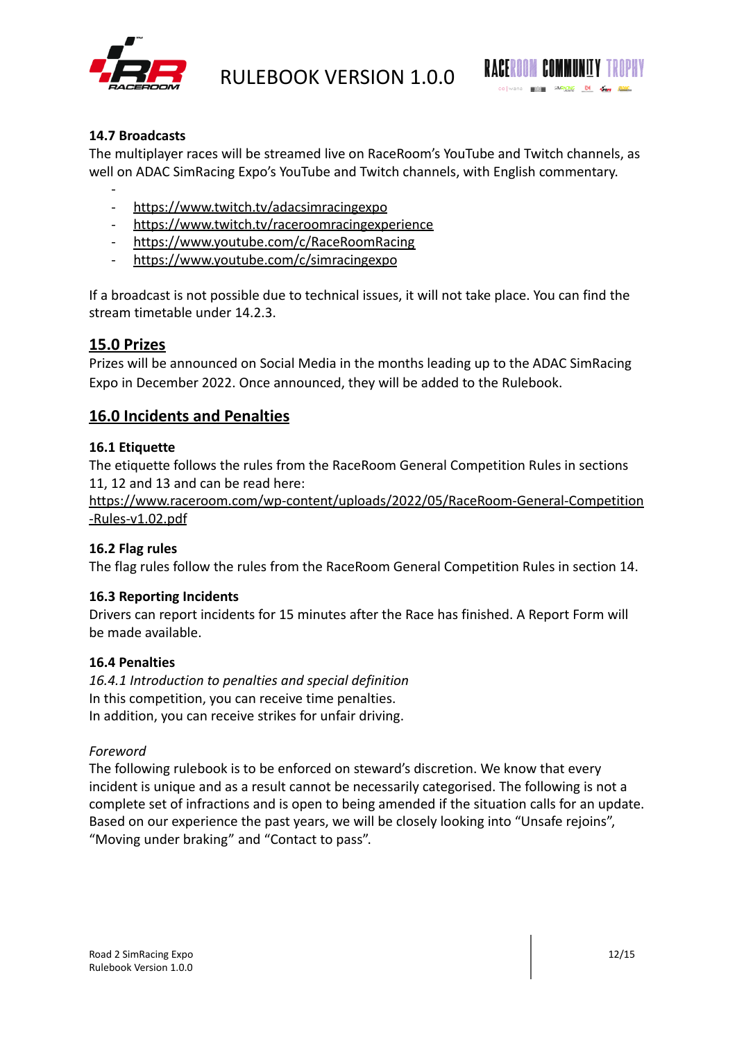### 14.7 Broadcasts

The multiplayer races will be streamed live on RaceRoom's YouTube and Twitch channels, as well on ADAC SimRacing Expo's YouTube and Twitch channels, with English commentary.

- https://www.twitch.tv/adacsimracingexpo
- https://www.twitch.tv/raceroomracingexperience
- https://www.youtube.com/c/RaceRoomRacing
- https://www.youtube.com/c/simracingexpo

If a broadcast is not possible due to technical issues, it will not take place. You can find the stream timetable under 14.2.3.

## 15.0 Prizes

Prizes will be announced on Social Media in the months leading up to the ADAC SimRacing Expo in December 2022. Once announced, they will be added to the Rulebook.

## 16.0 Incidents and Penalties

### 16.1 Etiquette

The etiquette follows the rules from the RaceRoom General Competition Rules in sections 11, 12 and 13 and can be read here:
https://www.raceroom.com/wp-content/uploads/2022/05/RaceRoom-General-Competition-Rules-v1.02.pdf

### 16.2 Flag rules

The flag rules follow the rules from the RaceRoom General Competition Rules in section 14.

### 16.3 Reporting Incidents

Drivers can report incidents for 15 minutes after the Race has finished. A Report Form will be made available.

### 16.4 Penalties

*16.4.1 Introduction to penalties and special definition*

In this competition, you can receive time penalties.
In addition, you can receive strikes for unfair driving.

*Foreword*

The following rulebook is to be enforced on steward's discretion. We know that every incident is unique and as a result cannot be necessarily categorised. The following is not a complete set of infractions and is open to being amended if the situation calls for an update. Based on our experience the past years, we will be closely looking into "Unsafe rejoins", "Moving under braking" and "Contact to pass".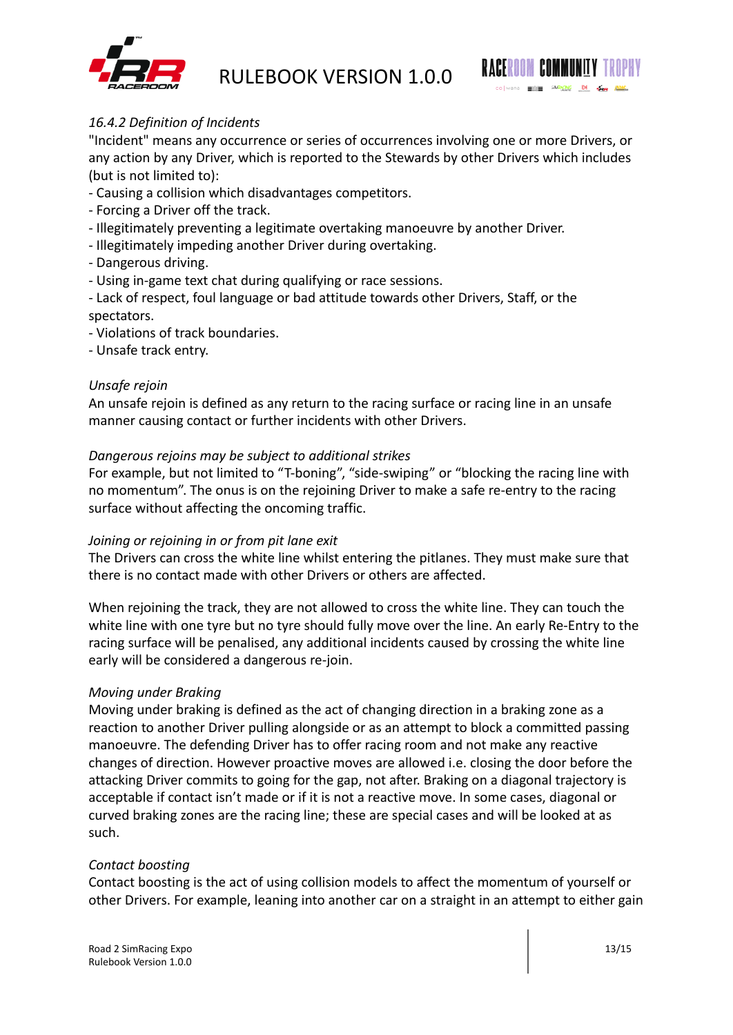*16.4.2 Definition of Incidents*

"Incident" means any occurrence or series of occurrences involving one or more Drivers, or any action by any Driver, which is reported to the Stewards by other Drivers which includes (but is not limited to):

- Causing a collision which disadvantages competitors.
- Forcing a Driver off the track.
- Illegitimately preventing a legitimate overtaking manoeuvre by another Driver.
- Illegitimately impeding another Driver during overtaking.
- Dangerous driving.
- Using in-game text chat during qualifying or race sessions.
- Lack of respect, foul language or bad attitude towards other Drivers, Staff, or the spectators.
- Violations of track boundaries.
- Unsafe track entry.

*Unsafe rejoin*

An unsafe rejoin is defined as any return to the racing surface or racing line in an unsafe manner causing contact or further incidents with other Drivers.

*Dangerous rejoins may be subject to additional strikes*

For example, but not limited to “T-boning”, “side-swiping” or “blocking the racing line with no momentum”. The onus is on the rejoining Driver to make a safe re-entry to the racing surface without affecting the oncoming traffic.

*Joining or rejoining in or from pit lane exit*

The Drivers can cross the white line whilst entering the pitlanes. They must make sure that there is no contact made with other Drivers or others are affected.

When rejoining the track, they are not allowed to cross the white line. They can touch the white line with one tyre but no tyre should fully move over the line. An early Re-Entry to the racing surface will be penalised, any additional incidents caused by crossing the white line early will be considered a dangerous re-join.

*Moving under Braking*

Moving under braking is defined as the act of changing direction in a braking zone as a reaction to another Driver pulling alongside or as an attempt to block a committed passing manoeuvre. The defending Driver has to offer racing room and not make any reactive changes of direction. However proactive moves are allowed i.e. closing the door before the attacking Driver commits to going for the gap, not after. Braking on a diagonal trajectory is acceptable if contact isn’t made or if it is not a reactive move. In some cases, diagonal or curved braking zones are the racing line; these are special cases and will be looked at as such.

*Contact boosting*

Contact boosting is the act of using collision models to affect the momentum of yourself or other Drivers. For example, leaning into another car on a straight in an attempt to either gain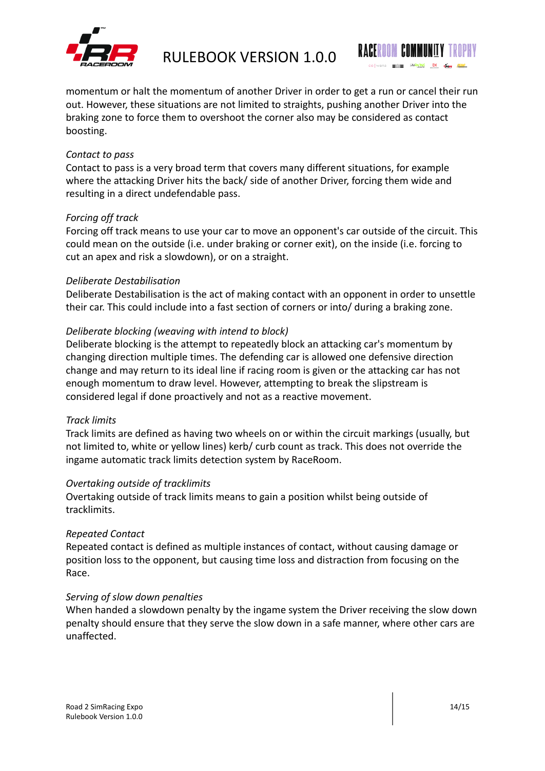momentum or halt the momentum of another Driver in order to get a run or cancel their run out. However, these situations are not limited to straights, pushing another Driver into the braking zone to force them to overshoot the corner also may be considered as contact boosting.

*Contact to pass*
Contact to pass is a very broad term that covers many different situations, for example where the attacking Driver hits the back/ side of another Driver, forcing them wide and resulting in a direct undefendable pass.

*Forcing off track*
Forcing off track means to use your car to move an opponent's car outside of the circuit. This could mean on the outside (i.e. under braking or corner exit), on the inside (i.e. forcing to cut an apex and risk a slowdown), or on a straight.

*Deliberate Destabilisation*
Deliberate Destabilisation is the act of making contact with an opponent in order to unsettle their car. This could include into a fast section of corners or into/ during a braking zone.

*Deliberate blocking (weaving with intend to block)*
Deliberate blocking is the attempt to repeatedly block an attacking car's momentum by changing direction multiple times. The defending car is allowed one defensive direction change and may return to its ideal line if racing room is given or the attacking car has not enough momentum to draw level. However, attempting to break the slipstream is considered legal if done proactively and not as a reactive movement.

*Track limits*
Track limits are defined as having two wheels on or within the circuit markings (usually, but not limited to, white or yellow lines) kerb/ curb count as track. This does not override the ingame automatic track limits detection system by RaceRoom.

*Overtaking outside of tracklimits*
Overtaking outside of track limits means to gain a position whilst being outside of tracklimits.

*Repeated Contact*
Repeated contact is defined as multiple instances of contact, without causing damage or position loss to the opponent, but causing time loss and distraction from focusing on the Race.

*Serving of slow down penalties*
When handed a slowdown penalty by the ingame system the Driver receiving the slow down penalty should ensure that they serve the slow down in a safe manner, where other cars are unaffected.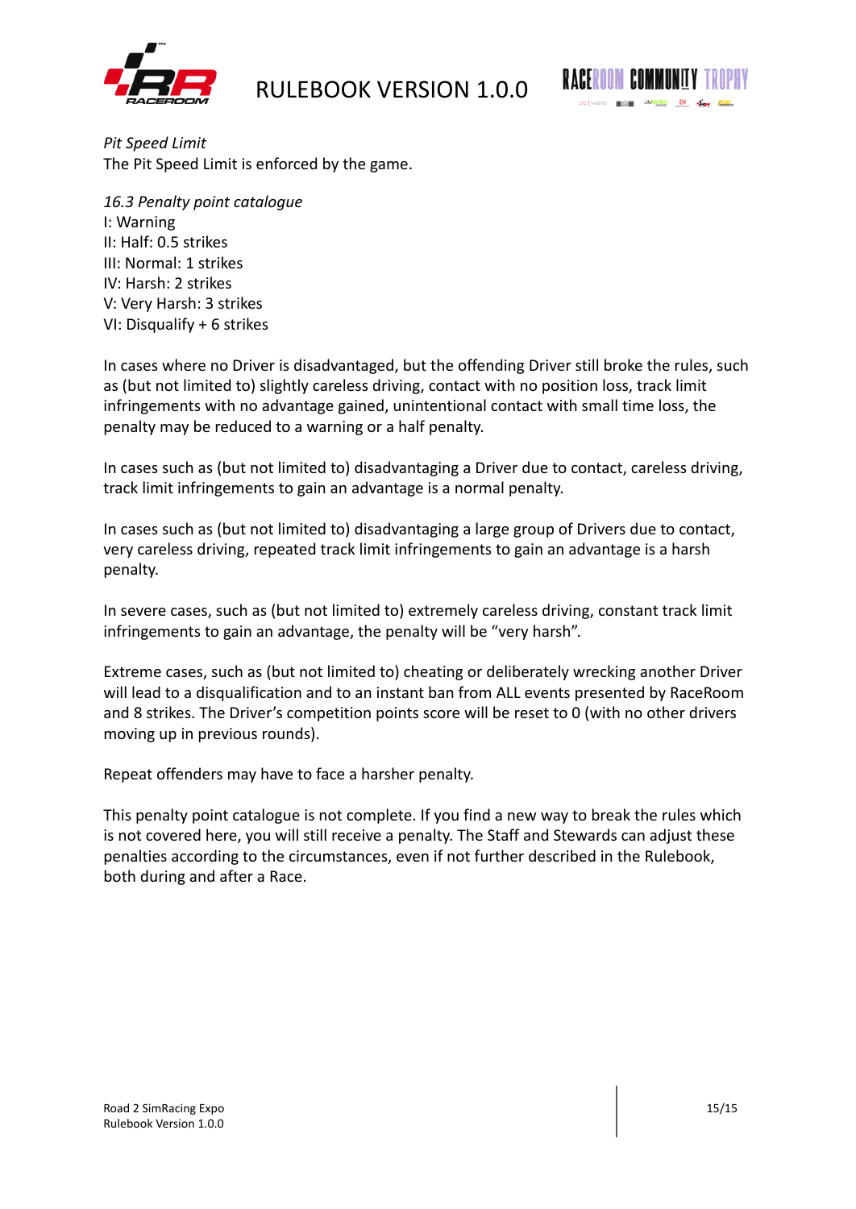*Pit Speed Limit*

The Pit Speed Limit is enforced by the game.

### *16.3 Penalty point catalogue*

I: Warning
II: Half: 0.5 strikes
III: Normal: 1 strikes
IV: Harsh: 2 strikes
V: Very Harsh: 3 strikes
VI: Disqualify + 6 strikes

In cases where no Driver is disadvantaged, but the offending Driver still broke the rules, such as (but not limited to) slightly careless driving, contact with no position loss, track limit infringements with no advantage gained, unintentional contact with small time loss, the penalty may be reduced to a warning or a half penalty.

In cases such as (but not limited to) disadvantaging a Driver due to contact, careless driving, track limit infringements to gain an advantage is a normal penalty.

In cases such as (but not limited to) disadvantaging a large group of Drivers due to contact, very careless driving, repeated track limit infringements to gain an advantage is a harsh penalty.

In severe cases, such as (but not limited to) extremely careless driving, constant track limit infringements to gain an advantage, the penalty will be "very harsh".

Extreme cases, such as (but not limited to) cheating or deliberately wrecking another Driver will lead to a disqualification and to an instant ban from ALL events presented by RaceRoom and 8 strikes. The Driver's competition points score will be reset to 0 (with no other drivers moving up in previous rounds).

Repeat offenders may have to face a harsher penalty.

This penalty point catalogue is not complete. If you find a new way to break the rules which is not covered here, you will still receive a penalty. The Staff and Stewards can adjust these penalties according to the circumstances, even if not further described in the Rulebook, both during and after a Race.